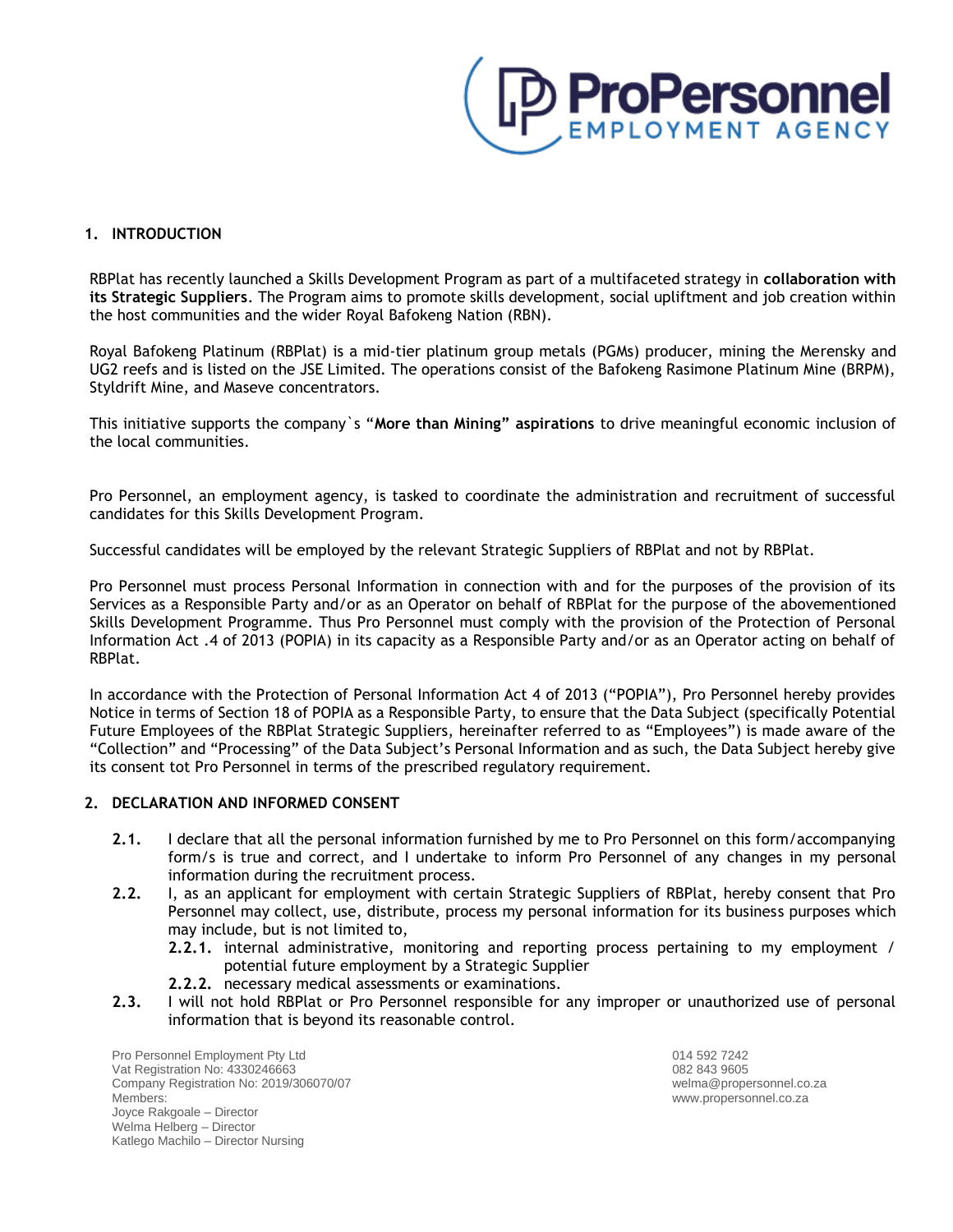## 1. INTRODUCTION

RBPlat has recently launched a Skills Development Program as part of a multifaceted strategy in **collaboration with its Strategic Suppliers**. The Program aims to promote skills development, social upliftment and job creation within the host communities and the wider Royal Bafokeng Nation (RBN).

Royal Bafokeng Platinum (RBPlat) is a mid-tier platinum group metals (PGMs) producer, mining the Merensky and UG2 reefs and is listed on the JSE Limited. The operations consist of the Bafokeng Rasimone Platinum Mine (BRPM), Styldrift Mine, and Maseve concentrators.

This initiative supports the company`s "**More than Mining" aspirations** to drive meaningful economic inclusion of the local communities.

Pro Personnel, an employment agency, is tasked to coordinate the administration and recruitment of successful candidates for this Skills Development Program.

Successful candidates will be employed by the relevant Strategic Suppliers of RBPlat and not by RBPlat.

Pro Personnel must process Personal Information in connection with and for the purposes of the provision of its Services as a Responsible Party and/or as an Operator on behalf of RBPlat for the purpose of the abovementioned Skills Development Programme. Thus Pro Personnel must comply with the provision of the Protection of Personal Information Act .4 of 2013 (POPIA) in its capacity as a Responsible Party and/or as an Operator acting on behalf of RBPlat.

In accordance with the Protection of Personal Information Act 4 of 2013 ("POPIA"), Pro Personnel hereby provides Notice in terms of Section 18 of POPIA as a Responsible Party, to ensure that the Data Subject (specifically Potential Future Employees of the RBPlat Strategic Suppliers, hereinafter referred to as "Employees") is made aware of the "Collection" and "Processing" of the Data Subject's Personal Information and as such, the Data Subject hereby give its consent tot Pro Personnel in terms of the prescribed regulatory requirement.

## 2. DECLARATION AND INFORMED CONSENT

**2.1.** I declare that all the personal information furnished by me to Pro Personnel on this form/accompanying form/s is true and correct, and I undertake to inform Pro Personnel of any changes in my personal information during the recruitment process.

**2.2.** I, as an applicant for employment with certain Strategic Suppliers of RBPlat, hereby consent that Pro Personnel may collect, use, distribute, process my personal information for its business purposes which may include, but is not limited to,

- **2.2.1.** internal administrative, monitoring and reporting process pertaining to my employment / potential future employment by a Strategic Supplier
- **2.2.2.** necessary medical assessments or examinations.

**2.3.** I will not hold RBPlat or Pro Personnel responsible for any improper or unauthorized use of personal information that is beyond its reasonable control.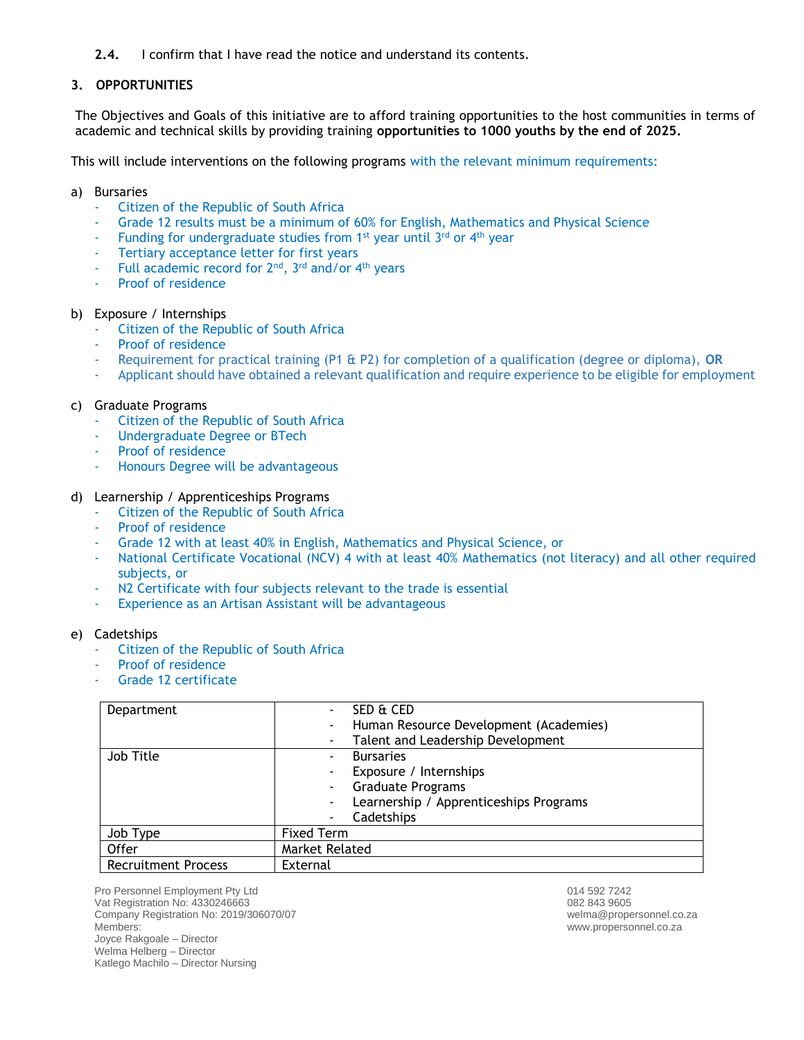**2.4.** I confirm that I have read the notice and understand its contents.

## 3. OPPORTUNITIES

The Objectives and Goals of this initiative are to afford training opportunities to the host communities in terms of academic and technical skills by providing training **opportunities to 1000 youths by the end of 2025.**

This will include interventions on the following programs with the relevant minimum requirements:

a) Bursaries
- Citizen of the Republic of South Africa
- Grade 12 results must be a minimum of 60% for English, Mathematics and Physical Science
- Funding for undergraduate studies from 1st year until 3rd or 4th year
- Tertiary acceptance letter for first years
- Full academic record for 2nd, 3rd and/or 4th years
- Proof of residence

b) Exposure / Internships
- Citizen of the Republic of South Africa
- Proof of residence
- Requirement for practical training (P1 & P2) for completion of a qualification (degree or diploma), **OR**
- Applicant should have obtained a relevant qualification and require experience to be eligible for employment

c) Graduate Programs
- Citizen of the Republic of South Africa
- Undergraduate Degree or BTech
- Proof of residence
- Honours Degree will be advantageous

d) Learnership / Apprenticeships Programs
- Citizen of the Republic of South Africa
- Proof of residence
- Grade 12 with at least 40% in English, Mathematics and Physical Science, or
- National Certificate Vocational (NCV) 4 with at least 40% Mathematics (not literacy) and all other required subjects, or
- N2 Certificate with four subjects relevant to the trade is essential
- Experience as an Artisan Assistant will be advantageous

e) Cadetships
- Citizen of the Republic of South Africa
- Proof of residence
- Grade 12 certificate

| Department | - SED & CED<br>- Human Resource Development (Academies)<br>- Talent and Leadership Development |
|---|---|
| Job Title | - Bursaries<br>- Exposure / Internships<br>- Graduate Programs<br>- Learnership / Apprenticeships Programs<br>- Cadetships |
| Job Type | Fixed Term |
| Offer | Market Related |
| Recruitment Process | External |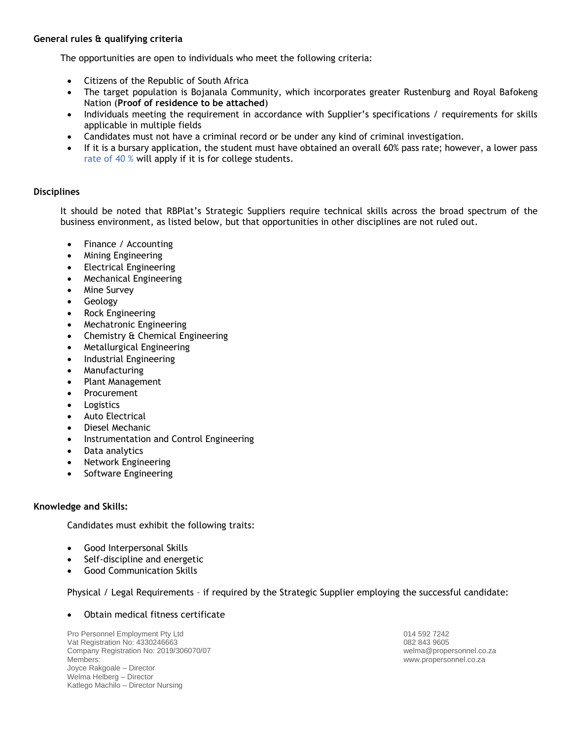**General rules & qualifying criteria**

The opportunities are open to individuals who meet the following criteria:

- Citizens of the Republic of South Africa
- The target population is Bojanala Community, which incorporates greater Rustenburg and Royal Bafokeng Nation (**Proof of residence to be attached**)
- Individuals meeting the requirement in accordance with Supplier's specifications / requirements for skills applicable in multiple fields
- Candidates must not have a criminal record or be under any kind of criminal investigation.
- If it is a bursary application, the student must have obtained an overall 60% pass rate; however, a lower pass rate of 40 % will apply if it is for college students.

**Disciplines**

It should be noted that RBPlat's Strategic Suppliers require technical skills across the broad spectrum of the business environment, as listed below, but that opportunities in other disciplines are not ruled out.

- Finance / Accounting
- Mining Engineering
- Electrical Engineering
- Mechanical Engineering
- Mine Survey
- Geology
- Rock Engineering
- Mechatronic Engineering
- Chemistry & Chemical Engineering
- Metallurgical Engineering
- Industrial Engineering
- Manufacturing
- Plant Management
- Procurement
- Logistics
- Auto Electrical
- Diesel Mechanic
- Instrumentation and Control Engineering
- Data analytics
- Network Engineering
- Software Engineering

**Knowledge and Skills:**

Candidates must exhibit the following traits:

- Good Interpersonal Skills
- Self-discipline and energetic
- Good Communication Skills

Physical / Legal Requirements – if required by the Strategic Supplier employing the successful candidate:

- Obtain medical fitness certificate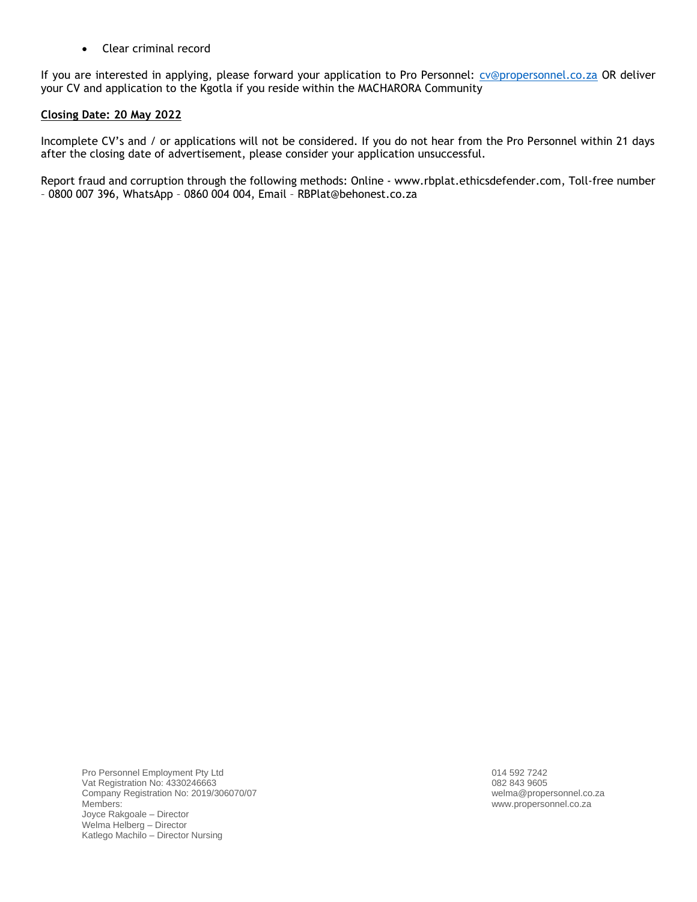- Clear criminal record

If you are interested in applying, please forward your application to Pro Personnel: cv@propersonnel.co.za OR deliver your CV and application to the Kgotla if you reside within the MACHARORA Community

**Closing Date: 20 May 2022**

Incomplete CV's and / or applications will not be considered. If you do not hear from the Pro Personnel within 21 days after the closing date of advertisement, please consider your application unsuccessful.

Report fraud and corruption through the following methods: Online - www.rbplat.ethicsdefender.com, Toll-free number – 0800 007 396, WhatsApp – 0860 004 004, Email – RBPlat@behonest.co.za